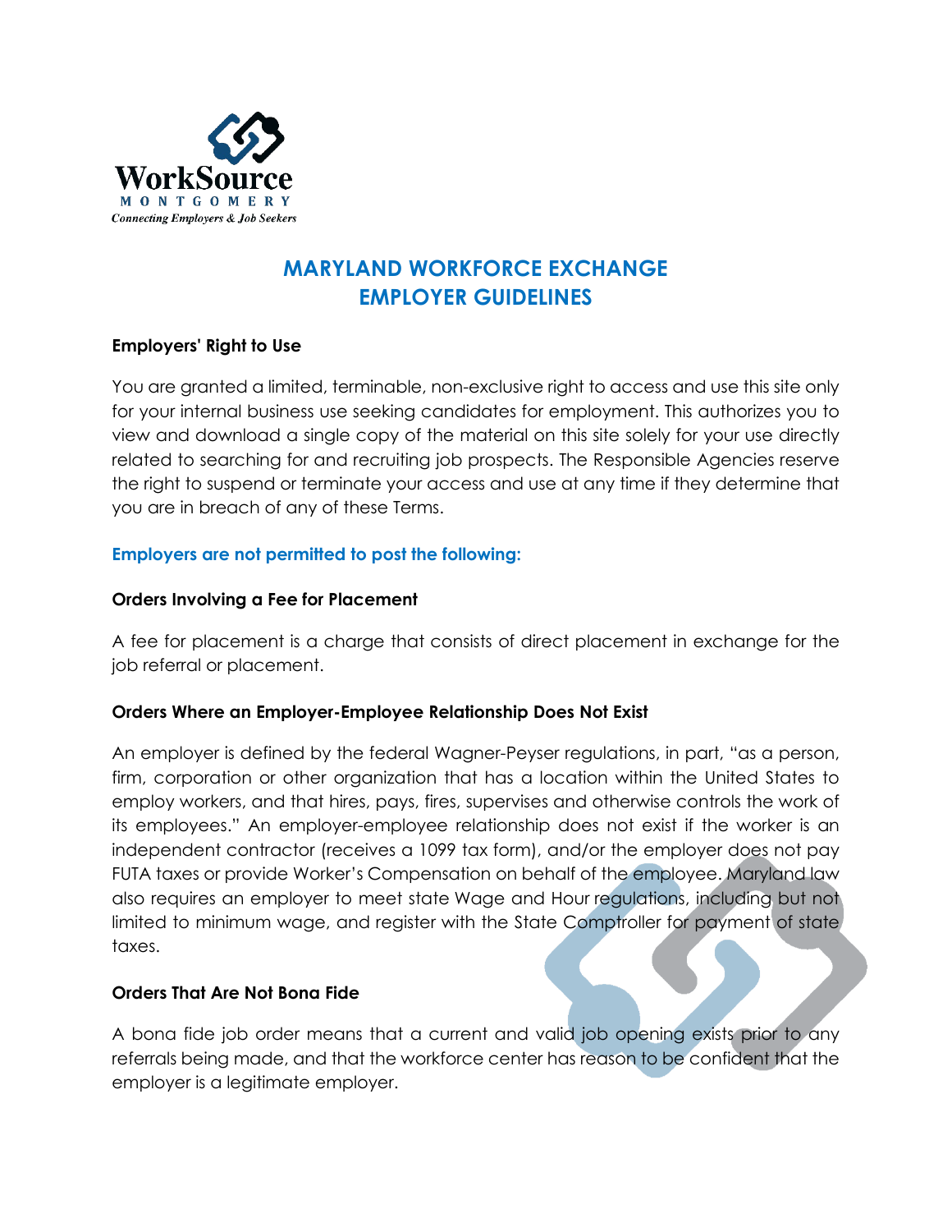WorkSource
MONTGOMERY
*Connecting Employers & Job Seekers*

# MARYLAND WORKFORCE EXCHANGE EMPLOYER GUIDELINES

**Employers' Right to Use**

You are granted a limited, terminable, non-exclusive right to access and use this site only for your internal business use seeking candidates for employment. This authorizes you to view and download a single copy of the material on this site solely for your use directly related to searching for and recruiting job prospects. The Responsible Agencies reserve the right to suspend or terminate your access and use at any time if they determine that you are in breach of any of these Terms.

## Employers are not permitted to post the following:

**Orders Involving a Fee for Placement**

A fee for placement is a charge that consists of direct placement in exchange for the job referral or placement.

**Orders Where an Employer-Employee Relationship Does Not Exist**

An employer is defined by the federal Wagner-Peyser regulations, in part, "as a person, firm, corporation or other organization that has a location within the United States to employ workers, and that hires, pays, fires, supervises and otherwise controls the work of its employees." An employer-employee relationship does not exist if the worker is an independent contractor (receives a 1099 tax form), and/or the employer does not pay FUTA taxes or provide Worker's Compensation on behalf of the employee. Maryland law also requires an employer to meet state Wage and Hour regulations, including but not limited to minimum wage, and register with the State Comptroller for payment of state taxes.

**Orders That Are Not Bona Fide**

A bona fide job order means that a current and valid job opening exists prior to any referrals being made, and that the workforce center has reason to be confident that the employer is a legitimate employer.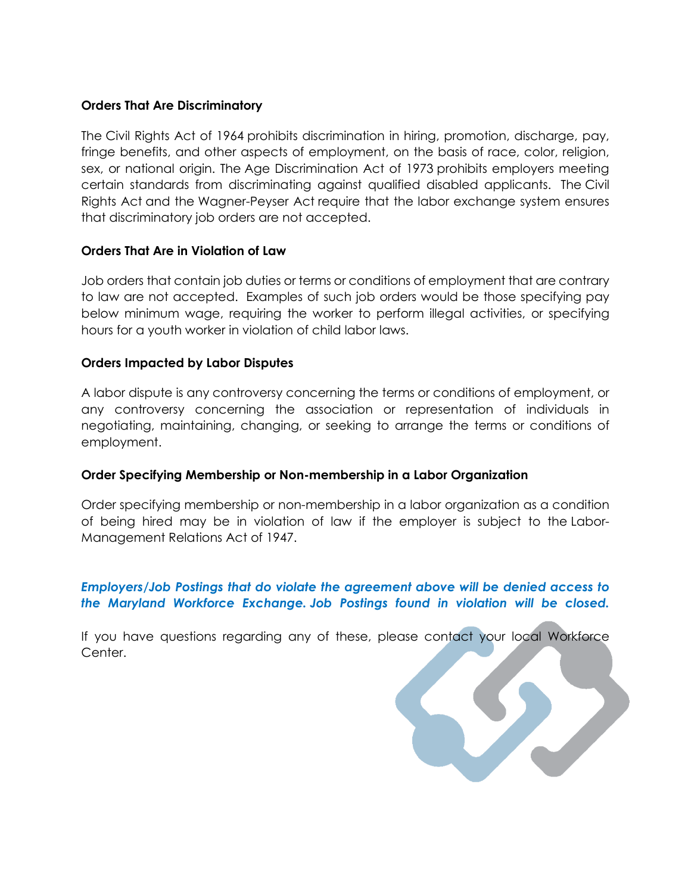### Orders That Are Discriminatory

The Civil Rights Act of 1964 prohibits discrimination in hiring, promotion, discharge, pay, fringe benefits, and other aspects of employment, on the basis of race, color, religion, sex, or national origin. The Age Discrimination Act of 1973 prohibits employers meeting certain standards from discriminating against qualified disabled applicants. The Civil Rights Act and the Wagner-Peyser Act require that the labor exchange system ensures that discriminatory job orders are not accepted.

### Orders That Are in Violation of Law

Job orders that contain job duties or terms or conditions of employment that are contrary to law are not accepted. Examples of such job orders would be those specifying pay below minimum wage, requiring the worker to perform illegal activities, or specifying hours for a youth worker in violation of child labor laws.

### Orders Impacted by Labor Disputes

A labor dispute is any controversy concerning the terms or conditions of employment, or any controversy concerning the association or representation of individuals in negotiating, maintaining, changing, or seeking to arrange the terms or conditions of employment.

### Order Specifying Membership or Non-membership in a Labor Organization

Order specifying membership or non-membership in a labor organization as a condition of being hired may be in violation of law if the employer is subject to the Labor-Management Relations Act of 1947.

***Employers/Job Postings that do violate the agreement above will be denied access to the Maryland Workforce Exchange. Job Postings found in violation will be closed.***

If you have questions regarding any of these, please contact your local Workforce Center.